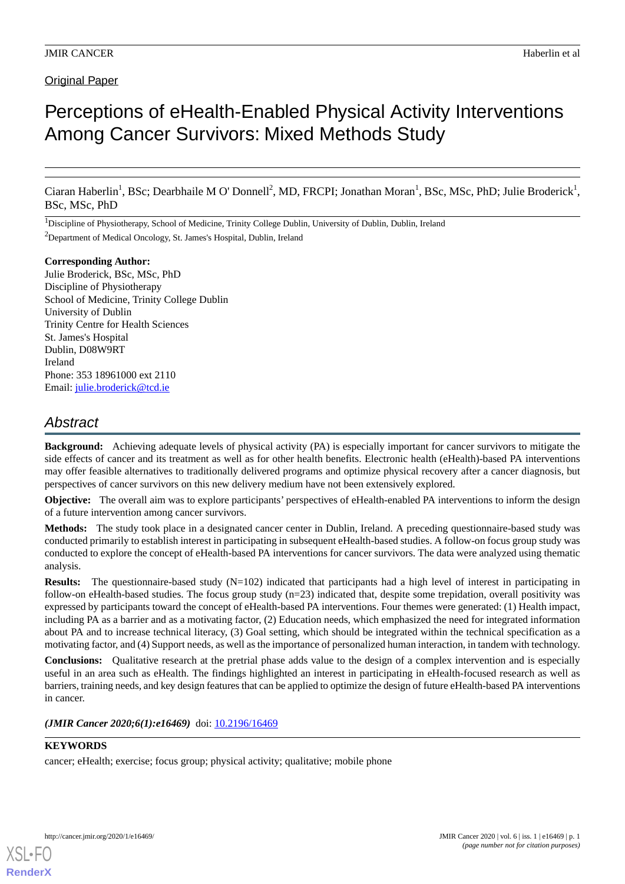Original Paper

# Perceptions of eHealth-Enabled Physical Activity Interventions Among Cancer Survivors: Mixed Methods Study

Ciaran Haberlin[1], BSc; Dearbhaile M O' Donnell[2], MD, FRCPI; Jonathan Moran[1], BSc, MSc, PhD; Julie Broderick[1], BSc, MSc, PhD

[1]Discipline of Physiotherapy, School of Medicine, Trinity College Dublin, University of Dublin, Dublin, Ireland

[2]Department of Medical Oncology, St. James's Hospital, Dublin, Ireland

**Corresponding Author:**
Julie Broderick, BSc, MSc, PhD
Discipline of Physiotherapy
School of Medicine, Trinity College Dublin
University of Dublin
Trinity Centre for Health Sciences
St. James's Hospital
Dublin, D08W9RT
Ireland
Phone: 353 18961000 ext 2110
Email: julie.broderick@tcd.ie

## Abstract

**Background:** Achieving adequate levels of physical activity (PA) is especially important for cancer survivors to mitigate the side effects of cancer and its treatment as well as for other health benefits. Electronic health (eHealth)-based PA interventions may offer feasible alternatives to traditionally delivered programs and optimize physical recovery after a cancer diagnosis, but perspectives of cancer survivors on this new delivery medium have not been extensively explored.

**Objective:** The overall aim was to explore participants' perspectives of eHealth-enabled PA interventions to inform the design of a future intervention among cancer survivors.

**Methods:** The study took place in a designated cancer center in Dublin, Ireland. A preceding questionnaire-based study was conducted primarily to establish interest in participating in subsequent eHealth-based studies. A follow-on focus group study was conducted to explore the concept of eHealth-based PA interventions for cancer survivors. The data were analyzed using thematic analysis.

**Results:** The questionnaire-based study (N=102) indicated that participants had a high level of interest in participating in follow-on eHealth-based studies. The focus group study (n=23) indicated that, despite some trepidation, overall positivity was expressed by participants toward the concept of eHealth-based PA interventions. Four themes were generated: (1) Health impact, including PA as a barrier and as a motivating factor, (2) Education needs, which emphasized the need for integrated information about PA and to increase technical literacy, (3) Goal setting, which should be integrated within the technical specification as a motivating factor, and (4) Support needs, as well as the importance of personalized human interaction, in tandem with technology.

**Conclusions:** Qualitative research at the pretrial phase adds value to the design of a complex intervention and is especially useful in an area such as eHealth. The findings highlighted an interest in participating in eHealth-focused research as well as barriers, training needs, and key design features that can be applied to optimize the design of future eHealth-based PA interventions in cancer.

***(JMIR Cancer 2020;6(1):e16469)*** doi: 10.2196/16469

**KEYWORDS**

cancer; eHealth; exercise; focus group; physical activity; qualitative; mobile phone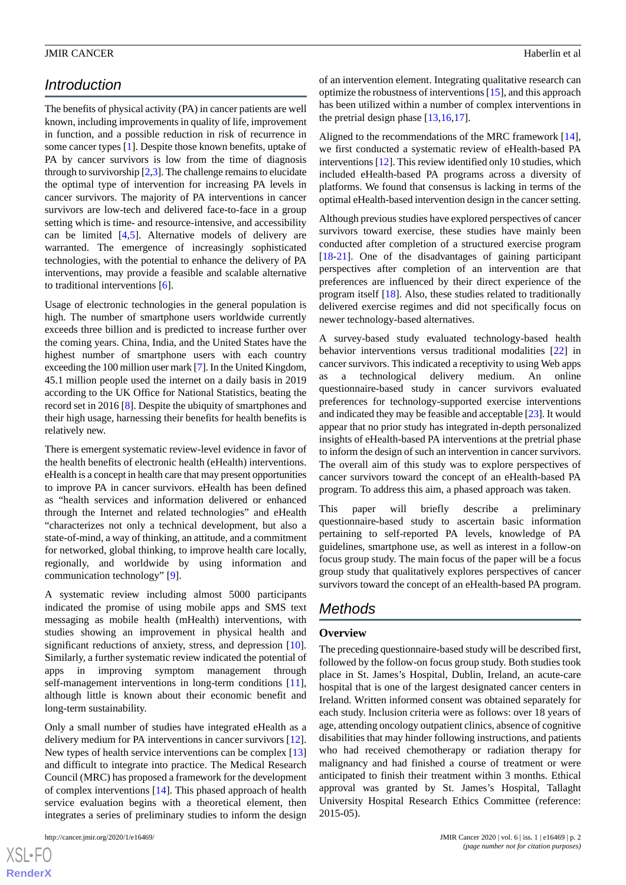## Introduction

The benefits of physical activity (PA) in cancer patients are well known, including improvements in quality of life, improvement in function, and a possible reduction in risk of recurrence in some cancer types [1]. Despite those known benefits, uptake of PA by cancer survivors is low from the time of diagnosis through to survivorship [2,3]. The challenge remains to elucidate the optimal type of intervention for increasing PA levels in cancer survivors. The majority of PA interventions in cancer survivors are low-tech and delivered face-to-face in a group setting which is time- and resource-intensive, and accessibility can be limited [4,5]. Alternative models of delivery are warranted. The emergence of increasingly sophisticated technologies, with the potential to enhance the delivery of PA interventions, may provide a feasible and scalable alternative to traditional interventions [6].

Usage of electronic technologies in the general population is high. The number of smartphone users worldwide currently exceeds three billion and is predicted to increase further over the coming years. China, India, and the United States have the highest number of smartphone users with each country exceeding the 100 million user mark [7]. In the United Kingdom, 45.1 million people used the internet on a daily basis in 2019 according to the UK Office for National Statistics, beating the record set in 2016 [8]. Despite the ubiquity of smartphones and their high usage, harnessing their benefits for health benefits is relatively new.

There is emergent systematic review-level evidence in favor of the health benefits of electronic health (eHealth) interventions. eHealth is a concept in health care that may present opportunities to improve PA in cancer survivors. eHealth has been defined as "health services and information delivered or enhanced through the Internet and related technologies" and eHealth "characterizes not only a technical development, but also a state-of-mind, a way of thinking, an attitude, and a commitment for networked, global thinking, to improve health care locally, regionally, and worldwide by using information and communication technology" [9].

A systematic review including almost 5000 participants indicated the promise of using mobile apps and SMS text messaging as mobile health (mHealth) interventions, with studies showing an improvement in physical health and significant reductions of anxiety, stress, and depression [10]. Similarly, a further systematic review indicated the potential of apps in improving symptom management through self-management interventions in long-term conditions [11], although little is known about their economic benefit and long-term sustainability.

Only a small number of studies have integrated eHealth as a delivery medium for PA interventions in cancer survivors [12]. New types of health service interventions can be complex [13] and difficult to integrate into practice. The Medical Research Council (MRC) has proposed a framework for the development of complex interventions [14]. This phased approach of health service evaluation begins with a theoretical element, then integrates a series of preliminary studies to inform the design of an intervention element. Integrating qualitative research can optimize the robustness of interventions [15], and this approach has been utilized within a number of complex interventions in the pretrial design phase [13,16,17].

Aligned to the recommendations of the MRC framework [14], we first conducted a systematic review of eHealth-based PA interventions [12]. This review identified only 10 studies, which included eHealth-based PA programs across a diversity of platforms. We found that consensus is lacking in terms of the optimal eHealth-based intervention design in the cancer setting.

Although previous studies have explored perspectives of cancer survivors toward exercise, these studies have mainly been conducted after completion of a structured exercise program [18-21]. One of the disadvantages of gaining participant perspectives after completion of an intervention are that preferences are influenced by their direct experience of the program itself [18]. Also, these studies related to traditionally delivered exercise regimes and did not specifically focus on newer technology-based alternatives.

A survey-based study evaluated technology-based health behavior interventions versus traditional modalities [22] in cancer survivors. This indicated a receptivity to using Web apps as a technological delivery medium. An online questionnaire-based study in cancer survivors evaluated preferences for technology-supported exercise interventions and indicated they may be feasible and acceptable [23]. It would appear that no prior study has integrated in-depth personalized insights of eHealth-based PA interventions at the pretrial phase to inform the design of such an intervention in cancer survivors. The overall aim of this study was to explore perspectives of cancer survivors toward the concept of an eHealth-based PA program. To address this aim, a phased approach was taken.

This paper will briefly describe a preliminary questionnaire-based study to ascertain basic information pertaining to self-reported PA levels, knowledge of PA guidelines, smartphone use, as well as interest in a follow-on focus group study. The main focus of the paper will be a focus group study that qualitatively explores perspectives of cancer survivors toward the concept of an eHealth-based PA program.

## Methods

### Overview

The preceding questionnaire-based study will be described first, followed by the follow-on focus group study. Both studies took place in St. James's Hospital, Dublin, Ireland, an acute-care hospital that is one of the largest designated cancer centers in Ireland. Written informed consent was obtained separately for each study. Inclusion criteria were as follows: over 18 years of age, attending oncology outpatient clinics, absence of cognitive disabilities that may hinder following instructions, and patients who had received chemotherapy or radiation therapy for malignancy and had finished a course of treatment or were anticipated to finish their treatment within 3 months. Ethical approval was granted by St. James's Hospital, Tallaght University Hospital Research Ethics Committee (reference: 2015-05).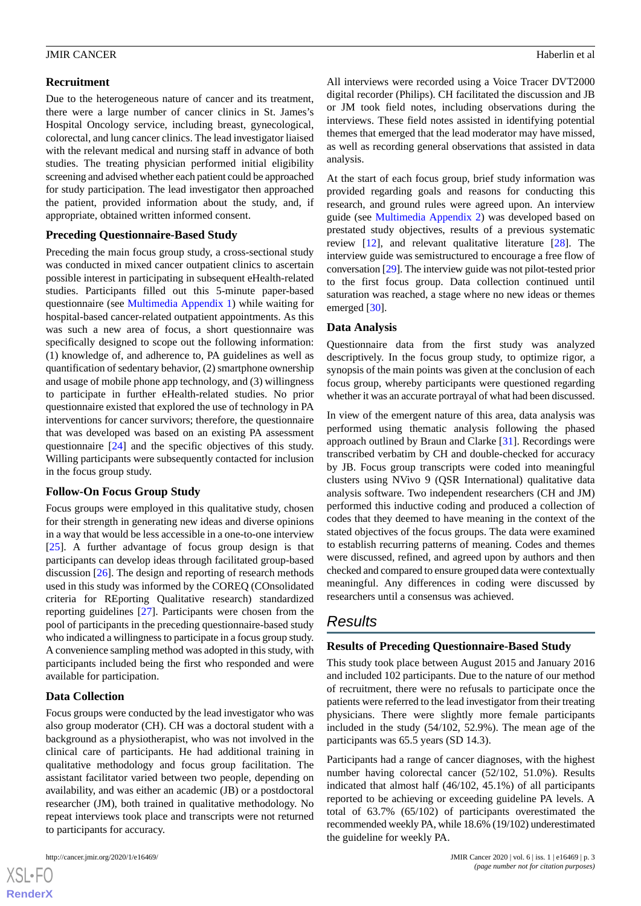### Recruitment

Due to the heterogeneous nature of cancer and its treatment, there were a large number of cancer clinics in St. James's Hospital Oncology service, including breast, gynecological, colorectal, and lung cancer clinics. The lead investigator liaised with the relevant medical and nursing staff in advance of both studies. The treating physician performed initial eligibility screening and advised whether each patient could be approached for study participation. The lead investigator then approached the patient, provided information about the study, and, if appropriate, obtained written informed consent.

### Preceding Questionnaire-Based Study

Preceding the main focus group study, a cross-sectional study was conducted in mixed cancer outpatient clinics to ascertain possible interest in participating in subsequent eHealth-related studies. Participants filled out this 5-minute paper-based questionnaire (see Multimedia Appendix 1) while waiting for hospital-based cancer-related outpatient appointments. As this was such a new area of focus, a short questionnaire was specifically designed to scope out the following information: (1) knowledge of, and adherence to, PA guidelines as well as quantification of sedentary behavior, (2) smartphone ownership and usage of mobile phone app technology, and (3) willingness to participate in further eHealth-related studies. No prior questionnaire existed that explored the use of technology in PA interventions for cancer survivors; therefore, the questionnaire that was developed was based on an existing PA assessment questionnaire [24] and the specific objectives of this study. Willing participants were subsequently contacted for inclusion in the focus group study.

### Follow-On Focus Group Study

Focus groups were employed in this qualitative study, chosen for their strength in generating new ideas and diverse opinions in a way that would be less accessible in a one-to-one interview [25]. A further advantage of focus group design is that participants can develop ideas through facilitated group-based discussion [26]. The design and reporting of research methods used in this study was informed by the COREQ (COnsolidated criteria for REporting Qualitative research) standardized reporting guidelines [27]. Participants were chosen from the pool of participants in the preceding questionnaire-based study who indicated a willingness to participate in a focus group study. A convenience sampling method was adopted in this study, with participants included being the first who responded and were available for participation.

### Data Collection

Focus groups were conducted by the lead investigator who was also group moderator (CH). CH was a doctoral student with a background as a physiotherapist, who was not involved in the clinical care of participants. He had additional training in qualitative methodology and focus group facilitation. The assistant facilitator varied between two people, depending on availability, and was either an academic (JB) or a postdoctoral researcher (JM), both trained in qualitative methodology. No repeat interviews took place and transcripts were not returned to participants for accuracy.

All interviews were recorded using a Voice Tracer DVT2000 digital recorder (Philips). CH facilitated the discussion and JB or JM took field notes, including observations during the interviews. These field notes assisted in identifying potential themes that emerged that the lead moderator may have missed, as well as recording general observations that assisted in data analysis.

At the start of each focus group, brief study information was provided regarding goals and reasons for conducting this research, and ground rules were agreed upon. An interview guide (see Multimedia Appendix 2) was developed based on prestated study objectives, results of a previous systematic review [12], and relevant qualitative literature [28]. The interview guide was semistructured to encourage a free flow of conversation [29]. The interview guide was not pilot-tested prior to the first focus group. Data collection continued until saturation was reached, a stage where no new ideas or themes emerged [30].

### Data Analysis

Questionnaire data from the first study was analyzed descriptively. In the focus group study, to optimize rigor, a synopsis of the main points was given at the conclusion of each focus group, whereby participants were questioned regarding whether it was an accurate portrayal of what had been discussed.

In view of the emergent nature of this area, data analysis was performed using thematic analysis following the phased approach outlined by Braun and Clarke [31]. Recordings were transcribed verbatim by CH and double-checked for accuracy by JB. Focus group transcripts were coded into meaningful clusters using NVivo 9 (QSR International) qualitative data analysis software. Two independent researchers (CH and JM) performed this inductive coding and produced a collection of codes that they deemed to have meaning in the context of the stated objectives of the focus groups. The data were examined to establish recurring patterns of meaning. Codes and themes were discussed, refined, and agreed upon by authors and then checked and compared to ensure grouped data were contextually meaningful. Any differences in coding were discussed by researchers until a consensus was achieved.

## Results

### Results of Preceding Questionnaire-Based Study

This study took place between August 2015 and January 2016 and included 102 participants. Due to the nature of our method of recruitment, there were no refusals to participate once the patients were referred to the lead investigator from their treating physicians. There were slightly more female participants included in the study (54/102, 52.9%). The mean age of the participants was 65.5 years (SD 14.3).

Participants had a range of cancer diagnoses, with the highest number having colorectal cancer (52/102, 51.0%). Results indicated that almost half (46/102, 45.1%) of all participants reported to be achieving or exceeding guideline PA levels. A total of 63.7% (65/102) of participants overestimated the recommended weekly PA, while 18.6% (19/102) underestimated the guideline for weekly PA.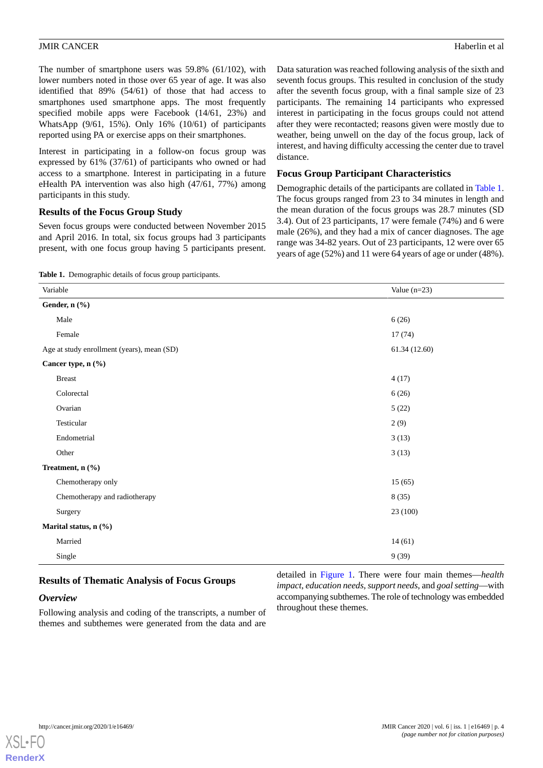The number of smartphone users was 59.8% (61/102), with lower numbers noted in those over 65 year of age. It was also identified that 89% (54/61) of those that had access to smartphones used smartphone apps. The most frequently specified mobile apps were Facebook (14/61, 23%) and WhatsApp (9/61, 15%). Only 16% (10/61) of participants reported using PA or exercise apps on their smartphones.

Interest in participating in a follow-on focus group was expressed by 61% (37/61) of participants who owned or had access to a smartphone. Interest in participating in a future eHealth PA intervention was also high (47/61, 77%) among participants in this study.

## Results of the Focus Group Study

Seven focus groups were conducted between November 2015 and April 2016. In total, six focus groups had 3 participants present, with one focus group having 5 participants present. Data saturation was reached following analysis of the sixth and seventh focus groups. This resulted in conclusion of the study after the seventh focus group, with a final sample size of 23 participants. The remaining 14 participants who expressed interest in participating in the focus groups could not attend after they were recontacted; reasons given were mostly due to weather, being unwell on the day of the focus group, lack of interest, and having difficulty accessing the center due to travel distance.

### Focus Group Participant Characteristics

Demographic details of the participants are collated in Table 1. The focus groups ranged from 23 to 34 minutes in length and the mean duration of the focus groups was 28.7 minutes (SD 3.4). Out of 23 participants, 17 were female (74%) and 6 were male (26%), and they had a mix of cancer diagnoses. The age range was 34-82 years. Out of 23 participants, 12 were over 65 years of age (52%) and 11 were 64 years of age or under (48%).

**Table 1.** Demographic details of focus group participants.

| Variable | Value (n=23) |
|---|---|
| **Gender, n (%)** | |
| Male | 6 (26) |
| Female | 17 (74) |
| Age at study enrollment (years), mean (SD) | 61.34 (12.60) |
| **Cancer type, n (%)** | |
| Breast | 4 (17) |
| Colorectal | 6 (26) |
| Ovarian | 5 (22) |
| Testicular | 2 (9) |
| Endometrial | 3 (13) |
| Other | 3 (13) |
| **Treatment, n (%)** | |
| Chemotherapy only | 15 (65) |
| Chemotherapy and radiotherapy | 8 (35) |
| Surgery | 23 (100) |
| **Marital status, n (%)** | |
| Married | 14 (61) |
| Single | 9 (39) |

## Results of Thematic Analysis of Focus Groups

### *Overview*

Following analysis and coding of the transcripts, a number of themes and subthemes were generated from the data and are detailed in Figure 1. There were four main themes—*health impact*, *education needs*, *support needs*, and *goal setting*—with accompanying subthemes. The role of technology was embedded throughout these themes.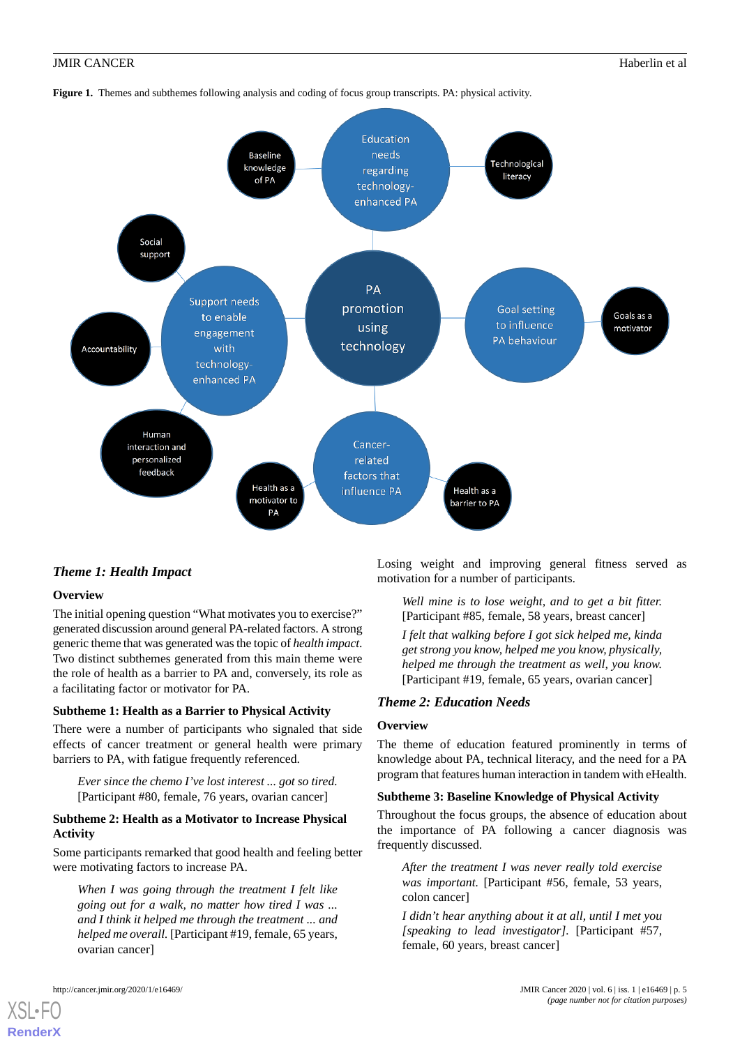**Figure 1.** Themes and subthemes following analysis and coding of focus group transcripts. PA: physical activity.

### Theme 1: Health Impact

#### Overview

The initial opening question "What motivates you to exercise?" generated discussion around general PA-related factors. A strong generic theme that was generated was the topic of *health impact*. Two distinct subthemes generated from this main theme were the role of health as a barrier to PA and, conversely, its role as a facilitating factor or motivator for PA.

#### Subtheme 1: Health as a Barrier to Physical Activity

There were a number of participants who signaled that side effects of cancer treatment or general health were primary barriers to PA, with fatigue frequently referenced.

> *Ever since the chemo I've lost interest ... got so tired.* [Participant #80, female, 76 years, ovarian cancer]

#### Subtheme 2: Health as a Motivator to Increase Physical Activity

Some participants remarked that good health and feeling better were motivating factors to increase PA.

> *When I was going through the treatment I felt like going out for a walk, no matter how tired I was ... and I think it helped me through the treatment ... and helped me overall.* [Participant #19, female, 65 years, ovarian cancer]

Losing weight and improving general fitness served as motivation for a number of participants.

> *Well mine is to lose weight, and to get a bit fitter.* [Participant #85, female, 58 years, breast cancer]

> *I felt that walking before I got sick helped me, kinda get strong you know, helped me you know, physically, helped me through the treatment as well, you know.* [Participant #19, female, 65 years, ovarian cancer]

### Theme 2: Education Needs

#### Overview

The theme of education featured prominently in terms of knowledge about PA, technical literacy, and the need for a PA program that features human interaction in tandem with eHealth.

#### Subtheme 3: Baseline Knowledge of Physical Activity

Throughout the focus groups, the absence of education about the importance of PA following a cancer diagnosis was frequently discussed.

> *After the treatment I was never really told exercise was important.* [Participant #56, female, 53 years, colon cancer]

> *I didn't hear anything about it at all, until I met you [speaking to lead investigator].* [Participant #57, female, 60 years, breast cancer]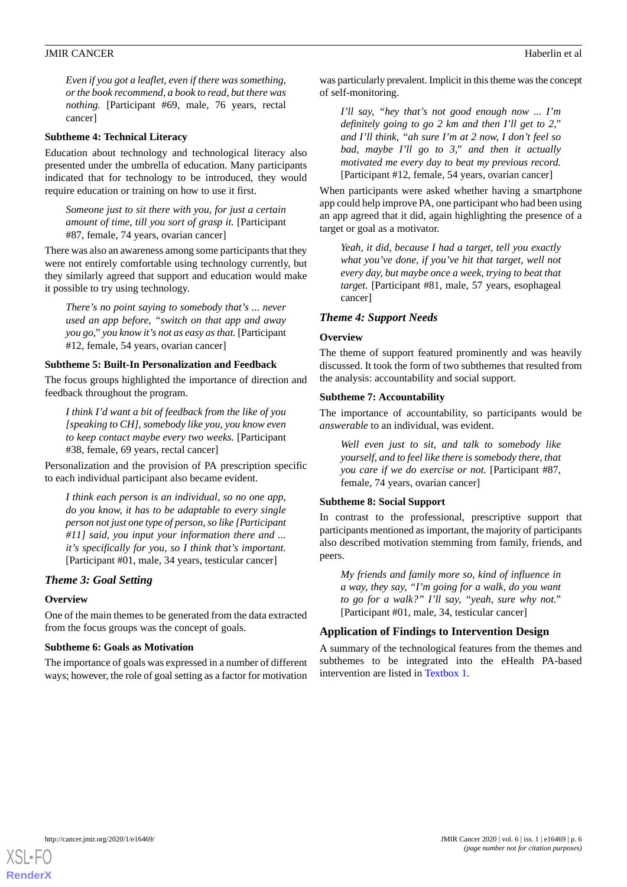*Even if you got a leaflet, even if there was something, or the book recommend, a book to read, but there was nothing.* [Participant #69, male, 76 years, rectal cancer]

#### Subtheme 4: Technical Literacy

Education about technology and technological literacy also presented under the umbrella of education. Many participants indicated that for technology to be introduced, they would require education or training on how to use it first.

> *Someone just to sit there with you, for just a certain amount of time, till you sort of grasp it.* [Participant #87, female, 74 years, ovarian cancer]

There was also an awareness among some participants that they were not entirely comfortable using technology currently, but they similarly agreed that support and education would make it possible to try using technology.

> *There's no point saying to somebody that's ... never used an app before, "switch on that app and away you go," you know it's not as easy as that.* [Participant #12, female, 54 years, ovarian cancer]

#### Subtheme 5: Built-In Personalization and Feedback

The focus groups highlighted the importance of direction and feedback throughout the program.

> *I think I'd want a bit of feedback from the like of you [speaking to CH], somebody like you, you know even to keep contact maybe every two weeks.* [Participant #38, female, 69 years, rectal cancer]

Personalization and the provision of PA prescription specific to each individual participant also became evident.

> *I think each person is an individual, so no one app, do you know, it has to be adaptable to every single person not just one type of person, so like [Participant #11] said, you input your information there and ... it's specifically for you, so I think that's important.* [Participant #01, male, 34 years, testicular cancer]

### *Theme 3: Goal Setting*

#### Overview

One of the main themes to be generated from the data extracted from the focus groups was the concept of goals.

#### Subtheme 6: Goals as Motivation

The importance of goals was expressed in a number of different ways; however, the role of goal setting as a factor for motivation was particularly prevalent. Implicit in this theme was the concept of self-monitoring.

> *I'll say, "hey that's not good enough now ... I'm definitely going to go 2 km and then I'll get to 2," and I'll think, "ah sure I'm at 2 now, I don't feel so bad, maybe I'll go to 3," and then it actually motivated me every day to beat my previous record.* [Participant #12, female, 54 years, ovarian cancer]

When participants were asked whether having a smartphone app could help improve PA, one participant who had been using an app agreed that it did, again highlighting the presence of a target or goal as a motivator.

> *Yeah, it did, because I had a target, tell you exactly what you've done, if you've hit that target, well not every day, but maybe once a week, trying to beat that target.* [Participant #81, male, 57 years, esophageal cancer]

### *Theme 4: Support Needs*

#### Overview

The theme of support featured prominently and was heavily discussed. It took the form of two subthemes that resulted from the analysis: accountability and social support.

#### Subtheme 7: Accountability

The importance of accountability, so participants would be *answerable* to an individual, was evident.

> *Well even just to sit, and talk to somebody like yourself, and to feel like there is somebody there, that you care if we do exercise or not.* [Participant #87, female, 74 years, ovarian cancer]

#### Subtheme 8: Social Support

In contrast to the professional, prescriptive support that participants mentioned as important, the majority of participants also described motivation stemming from family, friends, and peers.

> *My friends and family more so, kind of influence in a way, they say, "I'm going for a walk, do you want to go for a walk?" I'll say, "yeah, sure why not."* [Participant #01, male, 34, testicular cancer]

## Application of Findings to Intervention Design

A summary of the technological features from the themes and subthemes to be integrated into the eHealth PA-based intervention are listed in Textbox 1.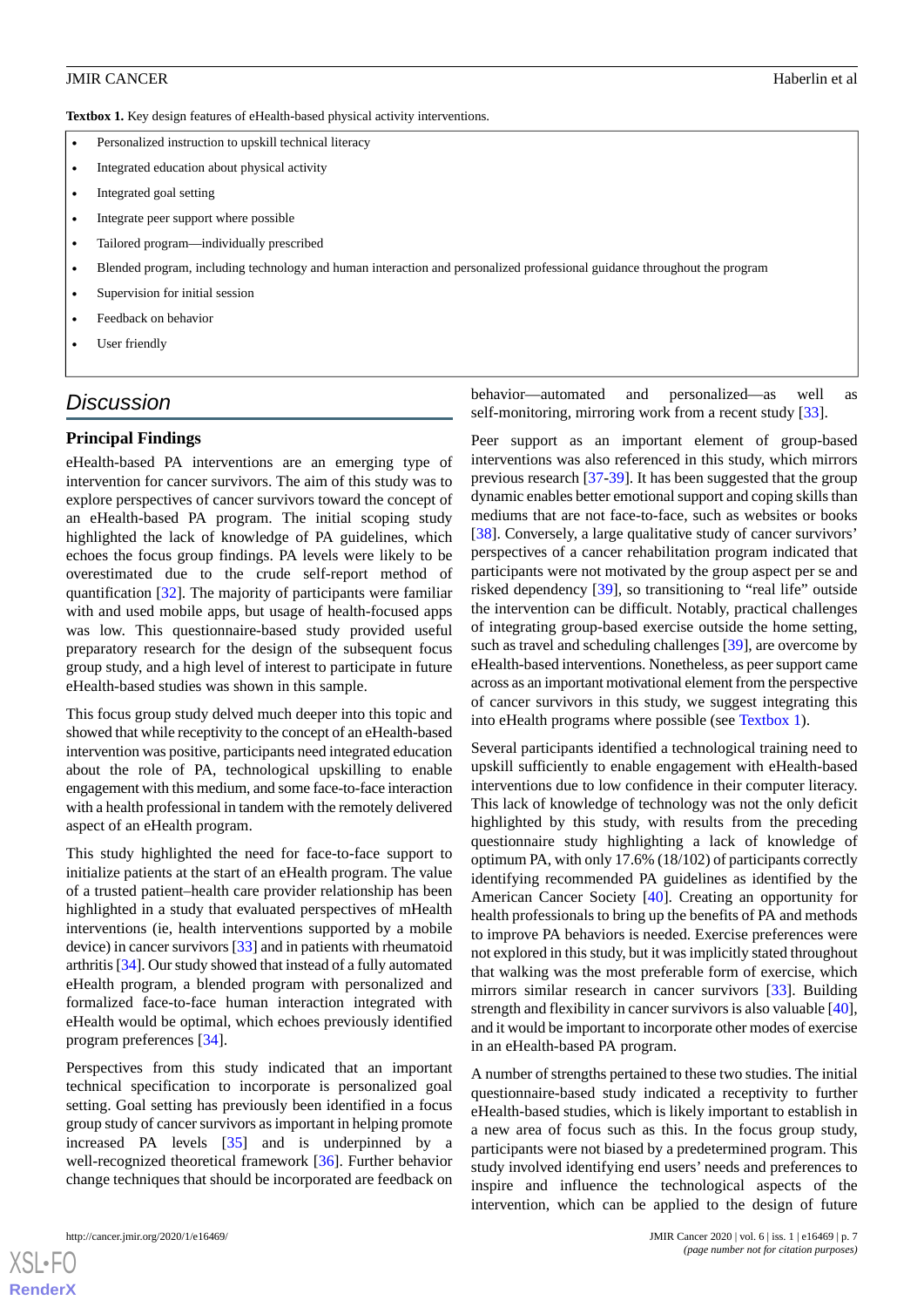**Textbox 1.** Key design features of eHealth-based physical activity interventions.

- Personalized instruction to upskill technical literacy
- Integrated education about physical activity
- Integrated goal setting
- Integrate peer support where possible
- Tailored program—individually prescribed
- Blended program, including technology and human interaction and personalized professional guidance throughout the program
- Supervision for initial session
- Feedback on behavior
- User friendly

## Discussion

### Principal Findings

eHealth-based PA interventions are an emerging type of intervention for cancer survivors. The aim of this study was to explore perspectives of cancer survivors toward the concept of an eHealth-based PA program. The initial scoping study highlighted the lack of knowledge of PA guidelines, which echoes the focus group findings. PA levels were likely to be overestimated due to the crude self-report method of quantification [32]. The majority of participants were familiar with and used mobile apps, but usage of health-focused apps was low. This questionnaire-based study provided useful preparatory research for the design of the subsequent focus group study, and a high level of interest to participate in future eHealth-based studies was shown in this sample.

This focus group study delved much deeper into this topic and showed that while receptivity to the concept of an eHealth-based intervention was positive, participants need integrated education about the role of PA, technological upskilling to enable engagement with this medium, and some face-to-face interaction with a health professional in tandem with the remotely delivered aspect of an eHealth program.

This study highlighted the need for face-to-face support to initialize patients at the start of an eHealth program. The value of a trusted patient–health care provider relationship has been highlighted in a study that evaluated perspectives of mHealth interventions (ie, health interventions supported by a mobile device) in cancer survivors [33] and in patients with rheumatoid arthritis [34]. Our study showed that instead of a fully automated eHealth program, a blended program with personalized and formalized face-to-face human interaction integrated with eHealth would be optimal, which echoes previously identified program preferences [34].

Perspectives from this study indicated that an important technical specification to incorporate is personalized goal setting. Goal setting has previously been identified in a focus group study of cancer survivors as important in helping promote increased PA levels [35] and is underpinned by a well-recognized theoretical framework [36]. Further behavior change techniques that should be incorporated are feedback on behavior—automated and personalized—as well as self-monitoring, mirroring work from a recent study [33].

Peer support as an important element of group-based interventions was also referenced in this study, which mirrors previous research [37-39]. It has been suggested that the group dynamic enables better emotional support and coping skills than mediums that are not face-to-face, such as websites or books [38]. Conversely, a large qualitative study of cancer survivors' perspectives of a cancer rehabilitation program indicated that participants were not motivated by the group aspect per se and risked dependency [39], so transitioning to "real life" outside the intervention can be difficult. Notably, practical challenges of integrating group-based exercise outside the home setting, such as travel and scheduling challenges [39], are overcome by eHealth-based interventions. Nonetheless, as peer support came across as an important motivational element from the perspective of cancer survivors in this study, we suggest integrating this into eHealth programs where possible (see Textbox 1).

Several participants identified a technological training need to upskill sufficiently to enable engagement with eHealth-based interventions due to low confidence in their computer literacy. This lack of knowledge of technology was not the only deficit highlighted by this study, with results from the preceding questionnaire study highlighting a lack of knowledge of optimum PA, with only 17.6% (18/102) of participants correctly identifying recommended PA guidelines as identified by the American Cancer Society [40]. Creating an opportunity for health professionals to bring up the benefits of PA and methods to improve PA behaviors is needed. Exercise preferences were not explored in this study, but it was implicitly stated throughout that walking was the most preferable form of exercise, which mirrors similar research in cancer survivors [33]. Building strength and flexibility in cancer survivors is also valuable [40], and it would be important to incorporate other modes of exercise in an eHealth-based PA program.

A number of strengths pertained to these two studies. The initial questionnaire-based study indicated a receptivity to further eHealth-based studies, which is likely important to establish in a new area of focus such as this. In the focus group study, participants were not biased by a predetermined program. This study involved identifying end users' needs and preferences to inspire and influence the technological aspects of the intervention, which can be applied to the design of future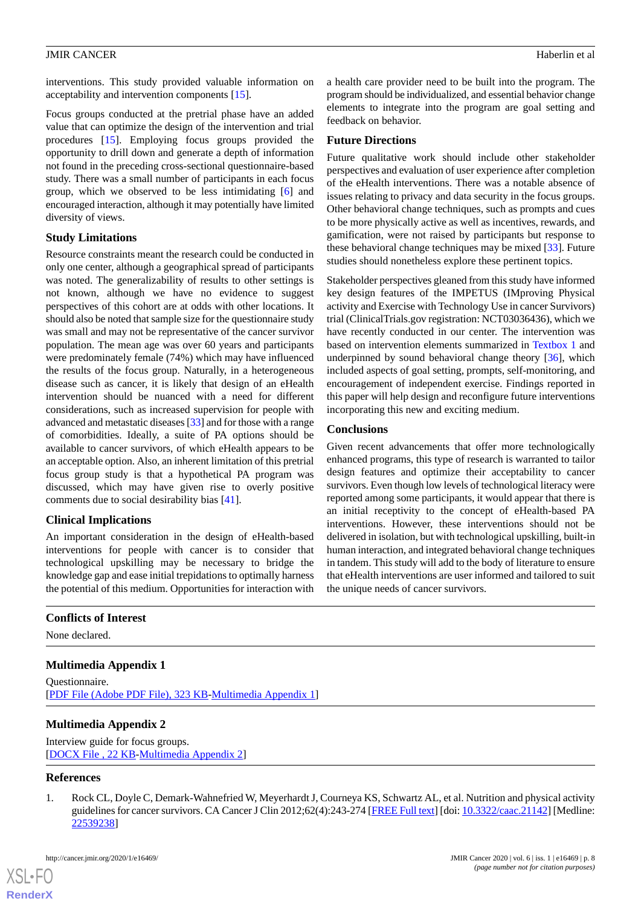interventions. This study provided valuable information on acceptability and intervention components [15].

Focus groups conducted at the pretrial phase have an added value that can optimize the design of the intervention and trial procedures [15]. Employing focus groups provided the opportunity to drill down and generate a depth of information not found in the preceding cross-sectional questionnaire-based study. There was a small number of participants in each focus group, which we observed to be less intimidating [6] and encouraged interaction, although it may potentially have limited diversity of views.

### Study Limitations

Resource constraints meant the research could be conducted in only one center, although a geographical spread of participants was noted. The generalizability of results to other settings is not known, although we have no evidence to suggest perspectives of this cohort are at odds with other locations. It should also be noted that sample size for the questionnaire study was small and may not be representative of the cancer survivor population. The mean age was over 60 years and participants were predominately female (74%) which may have influenced the results of the focus group. Naturally, in a heterogeneous disease such as cancer, it is likely that design of an eHealth intervention should be nuanced with a need for different considerations, such as increased supervision for people with advanced and metastatic diseases [33] and for those with a range of comorbidities. Ideally, a suite of PA options should be available to cancer survivors, of which eHealth appears to be an acceptable option. Also, an inherent limitation of this pretrial focus group study is that a hypothetical PA program was discussed, which may have given rise to overly positive comments due to social desirability bias [41].

### Clinical Implications

An important consideration in the design of eHealth-based interventions for people with cancer is to consider that technological upskilling may be necessary to bridge the knowledge gap and ease initial trepidations to optimally harness the potential of this medium. Opportunities for interaction with a health care provider need to be built into the program. The program should be individualized, and essential behavior change elements to integrate into the program are goal setting and feedback on behavior.

### Future Directions

Future qualitative work should include other stakeholder perspectives and evaluation of user experience after completion of the eHealth interventions. There was a notable absence of issues relating to privacy and data security in the focus groups. Other behavioral change techniques, such as prompts and cues to be more physically active as well as incentives, rewards, and gamification, were not raised by participants but response to these behavioral change techniques may be mixed [33]. Future studies should nonetheless explore these pertinent topics.

Stakeholder perspectives gleaned from this study have informed key design features of the IMPETUS (IMproving Physical activity and Exercise with Technology Use in cancer Survivors) trial (ClinicalTrials.gov registration: NCT03036436), which we have recently conducted in our center. The intervention was based on intervention elements summarized in Textbox 1 and underpinned by sound behavioral change theory [36], which included aspects of goal setting, prompts, self-monitoring, and encouragement of independent exercise. Findings reported in this paper will help design and reconfigure future interventions incorporating this new and exciting medium.

### Conclusions

Given recent advancements that offer more technologically enhanced programs, this type of research is warranted to tailor design features and optimize their acceptability to cancer survivors. Even though low levels of technological literacy were reported among some participants, it would appear that there is an initial receptivity to the concept of eHealth-based PA interventions. However, these interventions should not be delivered in isolation, but with technological upskilling, built-in human interaction, and integrated behavioral change techniques in tandem. This study will add to the body of literature to ensure that eHealth interventions are user informed and tailored to suit the unique needs of cancer survivors.

## Conflicts of Interest

None declared.

## Multimedia Appendix 1

Questionnaire.
[PDF File (Adobe PDF File), 323 KB-Multimedia Appendix 1]

## Multimedia Appendix 2

Interview guide for focus groups.
[DOCX File , 22 KB-Multimedia Appendix 2]

## References

1. Rock CL, Doyle C, Demark-Wahnefried W, Meyerhardt J, Courneya KS, Schwartz AL, et al. Nutrition and physical activity guidelines for cancer survivors. CA Cancer J Clin 2012;62(4):243-274 [FREE Full text] [doi: 10.3322/caac.21142] [Medline: 22539238]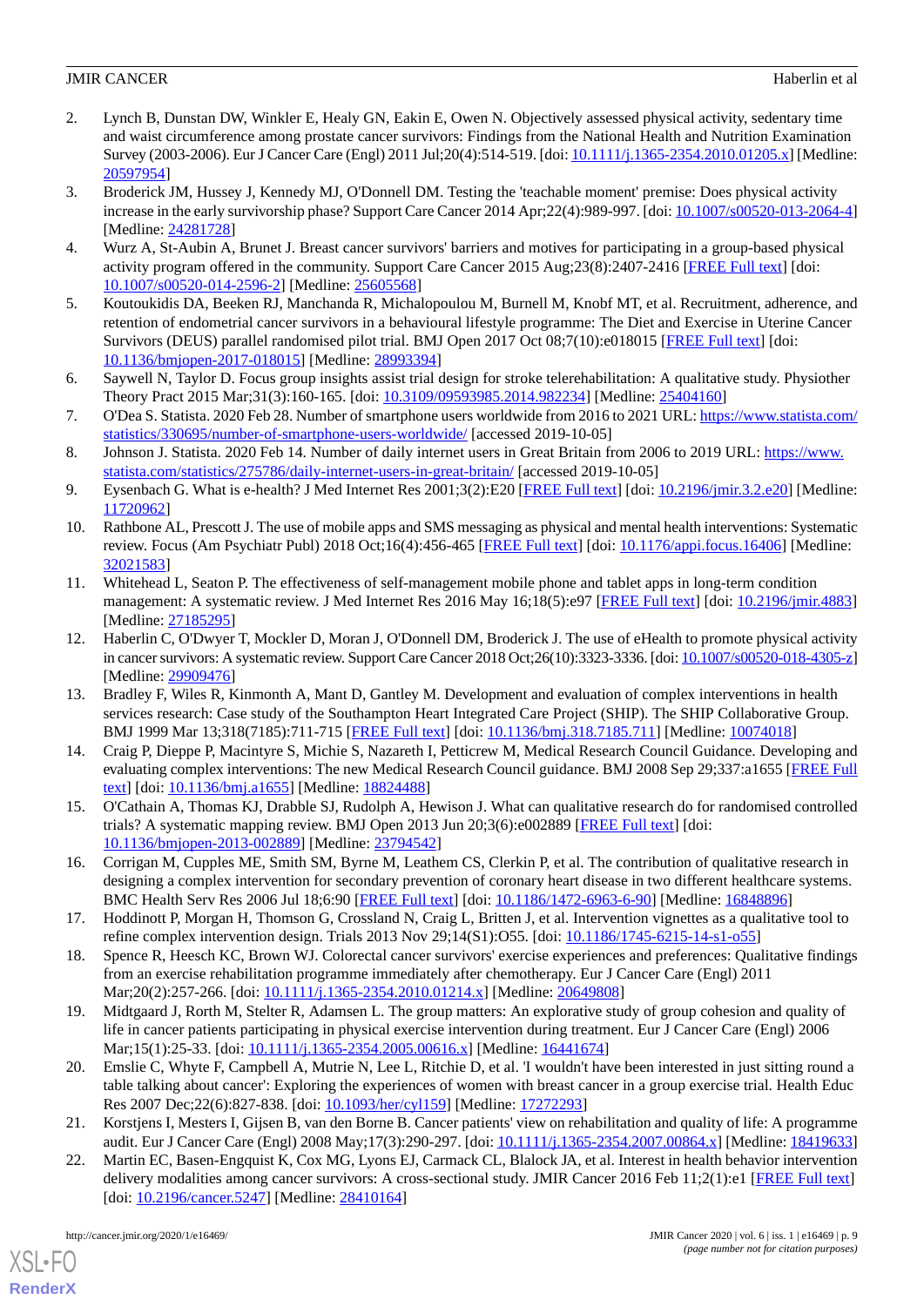2. Lynch B, Dunstan DW, Winkler E, Healy GN, Eakin E, Owen N. Objectively assessed physical activity, sedentary time and waist circumference among prostate cancer survivors: Findings from the National Health and Nutrition Examination Survey (2003-2006). Eur J Cancer Care (Engl) 2011 Jul;20(4):514-519. [doi: 10.1111/j.1365-2354.2010.01205.x] [Medline: 20597954]
3. Broderick JM, Hussey J, Kennedy MJ, O'Donnell DM. Testing the 'teachable moment' premise: Does physical activity increase in the early survivorship phase? Support Care Cancer 2014 Apr;22(4):989-997. [doi: 10.1007/s00520-013-2064-4] [Medline: 24281728]
4. Wurz A, St-Aubin A, Brunet J. Breast cancer survivors' barriers and motives for participating in a group-based physical activity program offered in the community. Support Care Cancer 2015 Aug;23(8):2407-2416 [FREE Full text] [doi: 10.1007/s00520-014-2596-2] [Medline: 25605568]
5. Koutoukidis DA, Beeken RJ, Manchanda R, Michalopoulou M, Burnell M, Knobf MT, et al. Recruitment, adherence, and retention of endometrial cancer survivors in a behavioural lifestyle programme: The Diet and Exercise in Uterine Cancer Survivors (DEUS) parallel randomised pilot trial. BMJ Open 2017 Oct 08;7(10):e018015 [FREE Full text] [doi: 10.1136/bmjopen-2017-018015] [Medline: 28993394]
6. Saywell N, Taylor D. Focus group insights assist trial design for stroke telerehabilitation: A qualitative study. Physiother Theory Pract 2015 Mar;31(3):160-165. [doi: 10.3109/09593985.2014.982234] [Medline: 25404160]
7. O'Dea S. Statista. 2020 Feb 28. Number of smartphone users worldwide from 2016 to 2021 URL: https://www.statista.com/statistics/330695/number-of-smartphone-users-worldwide/ [accessed 2019-10-05]
8. Johnson J. Statista. 2020 Feb 14. Number of daily internet users in Great Britain from 2006 to 2019 URL: https://www.statista.com/statistics/275786/daily-internet-users-in-great-britain/ [accessed 2019-10-05]
9. Eysenbach G. What is e-health? J Med Internet Res 2001;3(2):E20 [FREE Full text] [doi: 10.2196/jmir.3.2.e20] [Medline: 11720962]
10. Rathbone AL, Prescott J. The use of mobile apps and SMS messaging as physical and mental health interventions: Systematic review. Focus (Am Psychiatr Publ) 2018 Oct;16(4):456-465 [FREE Full text] [doi: 10.1176/appi.focus.16406] [Medline: 32021583]
11. Whitehead L, Seaton P. The effectiveness of self-management mobile phone and tablet apps in long-term condition management: A systematic review. J Med Internet Res 2016 May 16;18(5):e97 [FREE Full text] [doi: 10.2196/jmir.4883] [Medline: 27185295]
12. Haberlin C, O'Dwyer T, Mockler D, Moran J, O'Donnell DM, Broderick J. The use of eHealth to promote physical activity in cancer survivors: A systematic review. Support Care Cancer 2018 Oct;26(10):3323-3336. [doi: 10.1007/s00520-018-4305-z] [Medline: 29909476]
13. Bradley F, Wiles R, Kinmonth A, Mant D, Gantley M. Development and evaluation of complex interventions in health services research: Case study of the Southampton Heart Integrated Care Project (SHIP). The SHIP Collaborative Group. BMJ 1999 Mar 13;318(7185):711-715 [FREE Full text] [doi: 10.1136/bmj.318.7185.711] [Medline: 10074018]
14. Craig P, Dieppe P, Macintyre S, Michie S, Nazareth I, Petticrew M, Medical Research Council Guidance. Developing and evaluating complex interventions: The new Medical Research Council guidance. BMJ 2008 Sep 29;337:a1655 [FREE Full text] [doi: 10.1136/bmj.a1655] [Medline: 18824488]
15. O'Cathain A, Thomas KJ, Drabble SJ, Rudolph A, Hewison J. What can qualitative research do for randomised controlled trials? A systematic mapping review. BMJ Open 2013 Jun 20;3(6):e002889 [FREE Full text] [doi: 10.1136/bmjopen-2013-002889] [Medline: 23794542]
16. Corrigan M, Cupples ME, Smith SM, Byrne M, Leathem CS, Clerkin P, et al. The contribution of qualitative research in designing a complex intervention for secondary prevention of coronary heart disease in two different healthcare systems. BMC Health Serv Res 2006 Jul 18;6:90 [FREE Full text] [doi: 10.1186/1472-6963-6-90] [Medline: 16848896]
17. Hoddinott P, Morgan H, Thomson G, Crossland N, Craig L, Britten J, et al. Intervention vignettes as a qualitative tool to refine complex intervention design. Trials 2013 Nov 29;14(S1):O55. [doi: 10.1186/1745-6215-14-s1-o55]
18. Spence R, Heesch KC, Brown WJ. Colorectal cancer survivors' exercise experiences and preferences: Qualitative findings from an exercise rehabilitation programme immediately after chemotherapy. Eur J Cancer Care (Engl) 2011 Mar;20(2):257-266. [doi: 10.1111/j.1365-2354.2010.01214.x] [Medline: 20649808]
19. Midtgaard J, Rorth M, Stelter R, Adamsen L. The group matters: An explorative study of group cohesion and quality of life in cancer patients participating in physical exercise intervention during treatment. Eur J Cancer Care (Engl) 2006 Mar;15(1):25-33. [doi: 10.1111/j.1365-2354.2005.00616.x] [Medline: 16441674]
20. Emslie C, Whyte F, Campbell A, Mutrie N, Lee L, Ritchie D, et al. 'I wouldn't have been interested in just sitting round a table talking about cancer': Exploring the experiences of women with breast cancer in a group exercise trial. Health Educ Res 2007 Dec;22(6):827-838. [doi: 10.1093/her/cyl159] [Medline: 17272293]
21. Korstjens I, Mesters I, Gijsen B, van den Borne B. Cancer patients' view on rehabilitation and quality of life: A programme audit. Eur J Cancer Care (Engl) 2008 May;17(3):290-297. [doi: 10.1111/j.1365-2354.2007.00864.x] [Medline: 18419633]
22. Martin EC, Basen-Engquist K, Cox MG, Lyons EJ, Carmack CL, Blalock JA, et al. Interest in health behavior intervention delivery modalities among cancer survivors: A cross-sectional study. JMIR Cancer 2016 Feb 11;2(1):e1 [FREE Full text] [doi: 10.2196/cancer.5247] [Medline: 28410164]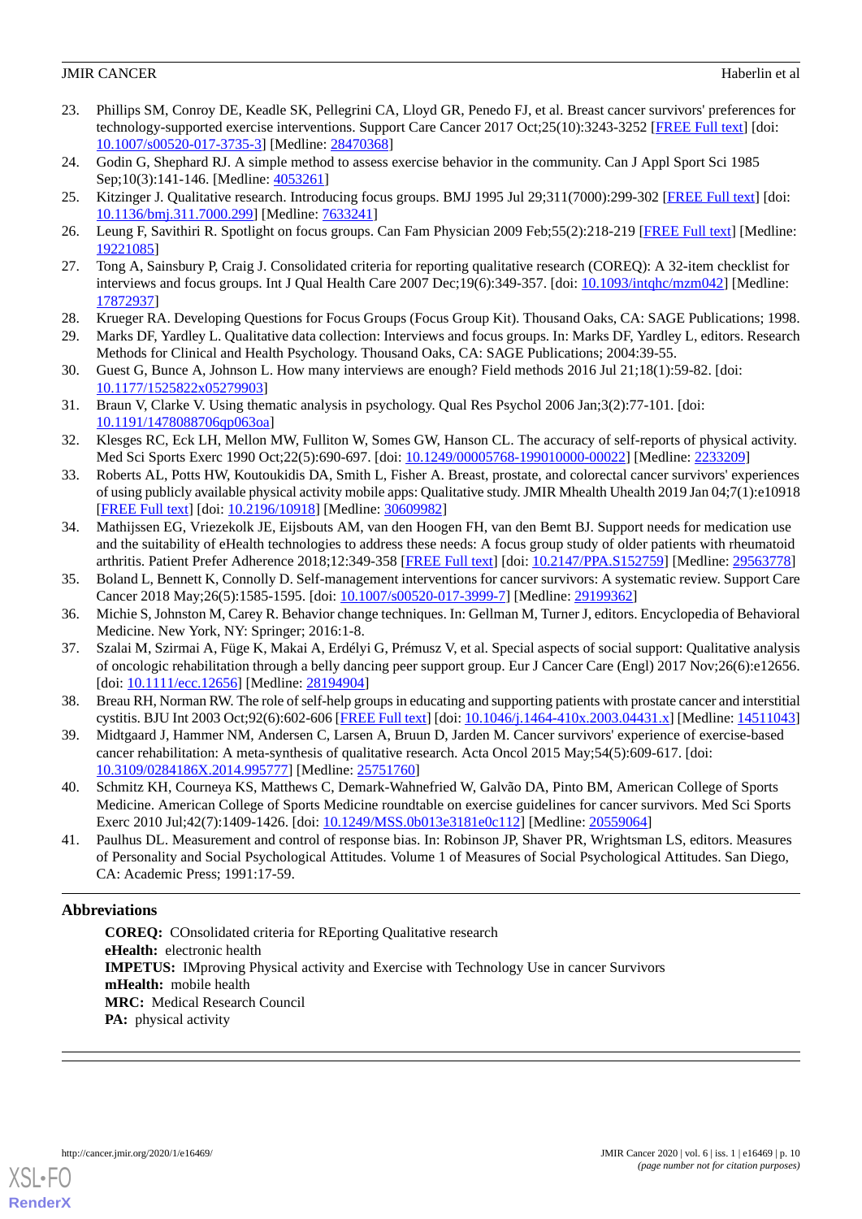23. Phillips SM, Conroy DE, Keadle SK, Pellegrini CA, Lloyd GR, Penedo FJ, et al. Breast cancer survivors' preferences for technology-supported exercise interventions. Support Care Cancer 2017 Oct;25(10):3243-3252 [FREE Full text] [doi: 10.1007/s00520-017-3735-3] [Medline: 28470368]
24. Godin G, Shephard RJ. A simple method to assess exercise behavior in the community. Can J Appl Sport Sci 1985 Sep;10(3):141-146. [Medline: 4053261]
25. Kitzinger J. Qualitative research. Introducing focus groups. BMJ 1995 Jul 29;311(7000):299-302 [FREE Full text] [doi: 10.1136/bmj.311.7000.299] [Medline: 7633241]
26. Leung F, Savithiri R. Spotlight on focus groups. Can Fam Physician 2009 Feb;55(2):218-219 [FREE Full text] [Medline: 19221085]
27. Tong A, Sainsbury P, Craig J. Consolidated criteria for reporting qualitative research (COREQ): A 32-item checklist for interviews and focus groups. Int J Qual Health Care 2007 Dec;19(6):349-357. [doi: 10.1093/intqhc/mzm042] [Medline: 17872937]
28. Krueger RA. Developing Questions for Focus Groups (Focus Group Kit). Thousand Oaks, CA: SAGE Publications; 1998.
29. Marks DF, Yardley L. Qualitative data collection: Interviews and focus groups. In: Marks DF, Yardley L, editors. Research Methods for Clinical and Health Psychology. Thousand Oaks, CA: SAGE Publications; 2004:39-55.
30. Guest G, Bunce A, Johnson L. How many interviews are enough? Field methods 2016 Jul 21;18(1):59-82. [doi: 10.1177/1525822x05279903]
31. Braun V, Clarke V. Using thematic analysis in psychology. Qual Res Psychol 2006 Jan;3(2):77-101. [doi: 10.1191/1478088706qp063oa]
32. Klesges RC, Eck LH, Mellon MW, Fulliton W, Somes GW, Hanson CL. The accuracy of self-reports of physical activity. Med Sci Sports Exerc 1990 Oct;22(5):690-697. [doi: 10.1249/00005768-199010000-00022] [Medline: 2233209]
33. Roberts AL, Potts HW, Koutoukidis DA, Smith L, Fisher A. Breast, prostate, and colorectal cancer survivors' experiences of using publicly available physical activity mobile apps: Qualitative study. JMIR Mhealth Uhealth 2019 Jan 04;7(1):e10918 [FREE Full text] [doi: 10.2196/10918] [Medline: 30609982]
34. Mathijssen EG, Vriezekolk JE, Eijsbouts AM, van den Hoogen FH, van den Bemt BJ. Support needs for medication use and the suitability of eHealth technologies to address these needs: A focus group study of older patients with rheumatoid arthritis. Patient Prefer Adherence 2018;12:349-358 [FREE Full text] [doi: 10.2147/PPA.S152759] [Medline: 29563778]
35. Boland L, Bennett K, Connolly D. Self-management interventions for cancer survivors: A systematic review. Support Care Cancer 2018 May;26(5):1585-1595. [doi: 10.1007/s00520-017-3999-7] [Medline: 29199362]
36. Michie S, Johnston M, Carey R. Behavior change techniques. In: Gellman M, Turner J, editors. Encyclopedia of Behavioral Medicine. New York, NY: Springer; 2016:1-8.
37. Szalai M, Szirmai A, Füge K, Makai A, Erdélyi G, Prémusz V, et al. Special aspects of social support: Qualitative analysis of oncologic rehabilitation through a belly dancing peer support group. Eur J Cancer Care (Engl) 2017 Nov;26(6):e12656. [doi: 10.1111/ecc.12656] [Medline: 28194904]
38. Breau RH, Norman RW. The role of self-help groups in educating and supporting patients with prostate cancer and interstitial cystitis. BJU Int 2003 Oct;92(6):602-606 [FREE Full text] [doi: 10.1046/j.1464-410x.2003.04431.x] [Medline: 14511043]
39. Midtgaard J, Hammer NM, Andersen C, Larsen A, Bruun D, Jarden M. Cancer survivors' experience of exercise-based cancer rehabilitation: A meta-synthesis of qualitative research. Acta Oncol 2015 May;54(5):609-617. [doi: 10.3109/0284186X.2014.995777] [Medline: 25751760]
40. Schmitz KH, Courneya KS, Matthews C, Demark-Wahnefried W, Galvão DA, Pinto BM, American College of Sports Medicine. American College of Sports Medicine roundtable on exercise guidelines for cancer survivors. Med Sci Sports Exerc 2010 Jul;42(7):1409-1426. [doi: 10.1249/MSS.0b013e3181e0c112] [Medline: 20559064]
41. Paulhus DL. Measurement and control of response bias. In: Robinson JP, Shaver PR, Wrightsman LS, editors. Measures of Personality and Social Psychological Attitudes. Volume 1 of Measures of Social Psychological Attitudes. San Diego, CA: Academic Press; 1991:17-59.

## Abbreviations

**COREQ:** COnsolidated criteria for REporting Qualitative research
**eHealth:** electronic health
**IMPETUS:** IMproving Physical activity and Exercise with Technology Use in cancer Survivors
**mHealth:** mobile health
**MRC:** Medical Research Council
**PA:** physical activity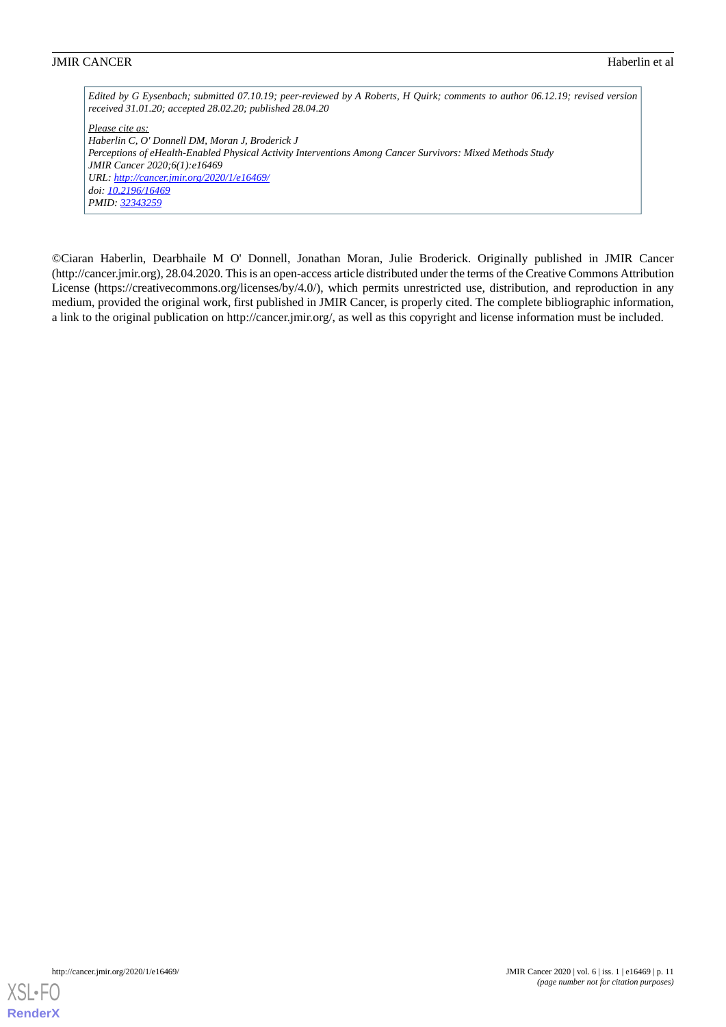*Edited by G Eysenbach; submitted 07.10.19; peer-reviewed by A Roberts, H Quirk; comments to author 06.12.19; revised version received 31.01.20; accepted 28.02.20; published 28.04.20*

*Please cite as:*
*Haberlin C, O' Donnell DM, Moran J, Broderick J*
*Perceptions of eHealth-Enabled Physical Activity Interventions Among Cancer Survivors: Mixed Methods Study*
*JMIR Cancer 2020;6(1):e16469*
*URL: http://cancer.jmir.org/2020/1/e16469/*
*doi: 10.2196/16469*
*PMID: 32343259*

©Ciaran Haberlin, Dearbhaile M O' Donnell, Jonathan Moran, Julie Broderick. Originally published in JMIR Cancer (http://cancer.jmir.org), 28.04.2020. This is an open-access article distributed under the terms of the Creative Commons Attribution License (https://creativecommons.org/licenses/by/4.0/), which permits unrestricted use, distribution, and reproduction in any medium, provided the original work, first published in JMIR Cancer, is properly cited. The complete bibliographic information, a link to the original publication on http://cancer.jmir.org/, as well as this copyright and license information must be included.